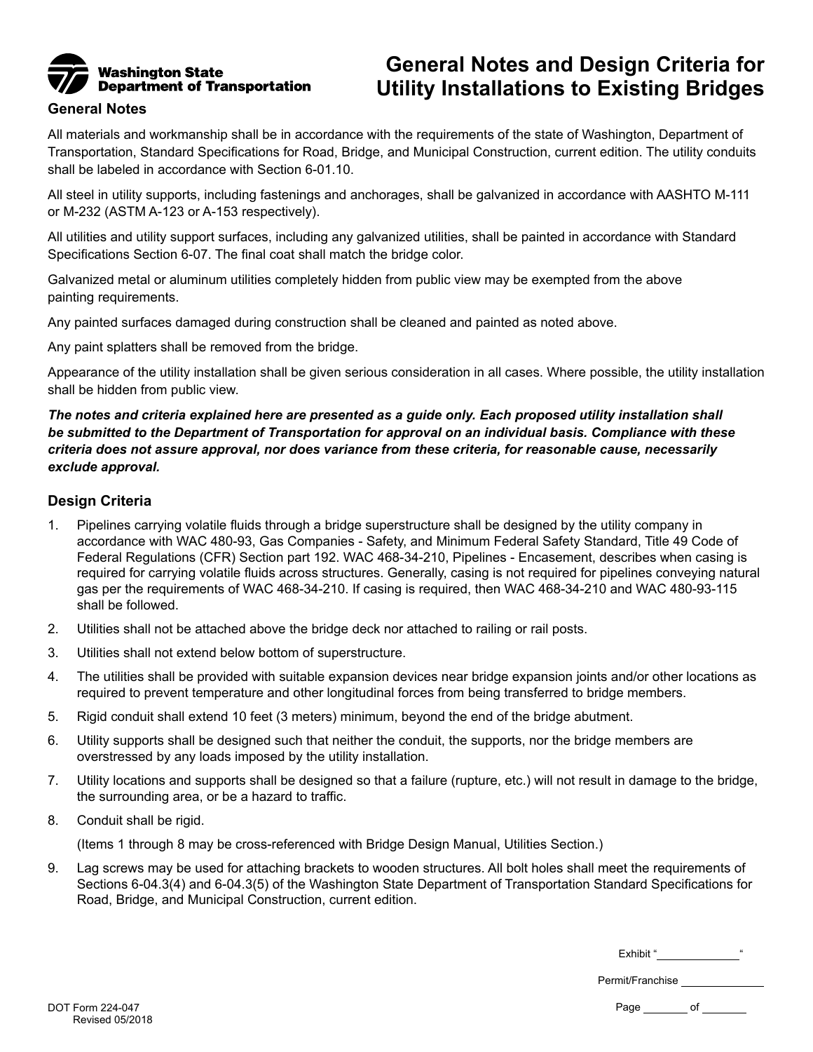Washington State Department of Transportation

# General Notes and Design Criteria for Utility Installations to Existing Bridges

## General Notes

All materials and workmanship shall be in accordance with the requirements of the state of Washington, Department of Transportation, Standard Specifications for Road, Bridge, and Municipal Construction, current edition. The utility conduits shall be labeled in accordance with Section 6-01.10.

All steel in utility supports, including fastenings and anchorages, shall be galvanized in accordance with AASHTO M-111 or M-232 (ASTM A-123 or A-153 respectively).

All utilities and utility support surfaces, including any galvanized utilities, shall be painted in accordance with Standard Specifications Section 6-07. The final coat shall match the bridge color.

Galvanized metal or aluminum utilities completely hidden from public view may be exempted from the above painting requirements.

Any painted surfaces damaged during construction shall be cleaned and painted as noted above.

Any paint splatters shall be removed from the bridge.

Appearance of the utility installation shall be given serious consideration in all cases. Where possible, the utility installation shall be hidden from public view.

***The notes and criteria explained here are presented as a guide only. Each proposed utility installation shall be submitted to the Department of Transportation for approval on an individual basis. Compliance with these criteria does not assure approval, nor does variance from these criteria, for reasonable cause, necessarily exclude approval.***

## Design Criteria

1. Pipelines carrying volatile fluids through a bridge superstructure shall be designed by the utility company in accordance with WAC 480-93, Gas Companies - Safety, and Minimum Federal Safety Standard, Title 49 Code of Federal Regulations (CFR) Section part 192. WAC 468-34-210, Pipelines - Encasement, describes when casing is required for carrying volatile fluids across structures. Generally, casing is not required for pipelines conveying natural gas per the requirements of WAC 468-34-210. If casing is required, then WAC 468-34-210 and WAC 480-93-115 shall be followed.
2. Utilities shall not be attached above the bridge deck nor attached to railing or rail posts.
3. Utilities shall not extend below bottom of superstructure.
4. The utilities shall be provided with suitable expansion devices near bridge expansion joints and/or other locations as required to prevent temperature and other longitudinal forces from being transferred to bridge members.
5. Rigid conduit shall extend 10 feet (3 meters) minimum, beyond the end of the bridge abutment.
6. Utility supports shall be designed such that neither the conduit, the supports, nor the bridge members are overstressed by any loads imposed by the utility installation.
7. Utility locations and supports shall be designed so that a failure (rupture, etc.) will not result in damage to the bridge, the surrounding area, or be a hazard to traffic.
8. Conduit shall be rigid.

   (Items 1 through 8 may be cross-referenced with Bridge Design Manual, Utilities Section.)

9. Lag screws may be used for attaching brackets to wooden structures. All bolt holes shall meet the requirements of Sections 6-04.3(4) and 6-04.3(5) of the Washington State Department of Transportation Standard Specifications for Road, Bridge, and Municipal Construction, current edition.

Exhibit "\_\_\_\_\_\_\_\_\_\_"

Permit/Franchise \_\_\_\_\_\_\_\_\_\_

Page \_\_\_\_\_ of \_\_\_\_\_

DOT Form 224-047
Revised 05/2018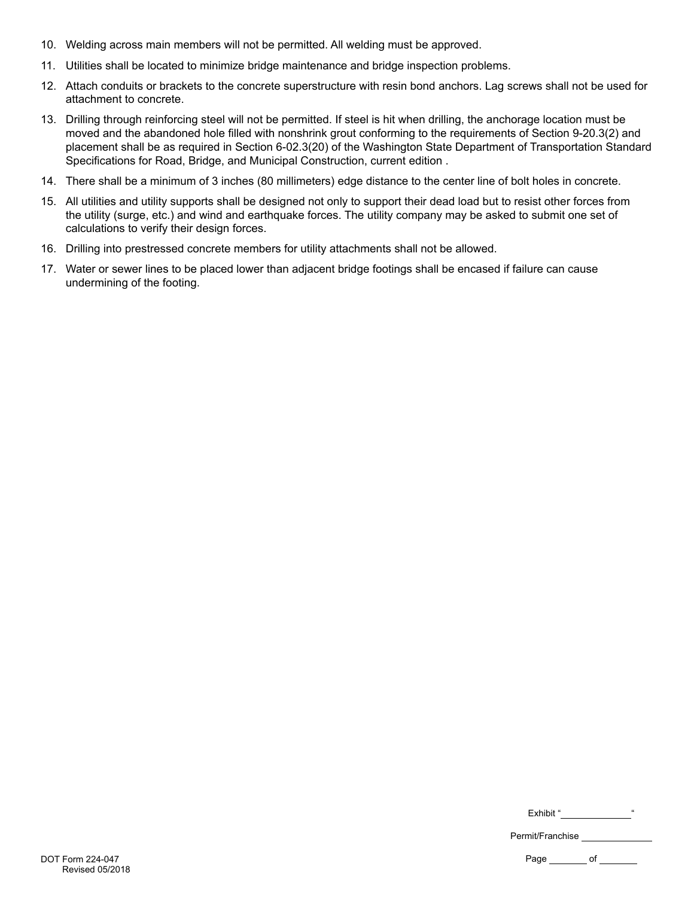10. Welding across main members will not be permitted. All welding must be approved.
11. Utilities shall be located to minimize bridge maintenance and bridge inspection problems.
12. Attach conduits or brackets to the concrete superstructure with resin bond anchors. Lag screws shall not be used for attachment to concrete.
13. Drilling through reinforcing steel will not be permitted. If steel is hit when drilling, the anchorage location must be moved and the abandoned hole filled with nonshrink grout conforming to the requirements of Section 9-20.3(2) and placement shall be as required in Section 6-02.3(20) of the Washington State Department of Transportation Standard Specifications for Road, Bridge, and Municipal Construction, current edition .
14. There shall be a minimum of 3 inches (80 millimeters) edge distance to the center line of bolt holes in concrete.
15. All utilities and utility supports shall be designed not only to support their dead load but to resist other forces from the utility (surge, etc.) and wind and earthquake forces. The utility company may be asked to submit one set of calculations to verify their design forces.
16. Drilling into prestressed concrete members for utility attachments shall not be allowed.
17. Water or sewer lines to be placed lower than adjacent bridge footings shall be encased if failure can cause undermining of the footing.

Exhibit "____________"

Permit/Franchise ____________

DOT Form 224-047
Revised 05/2018